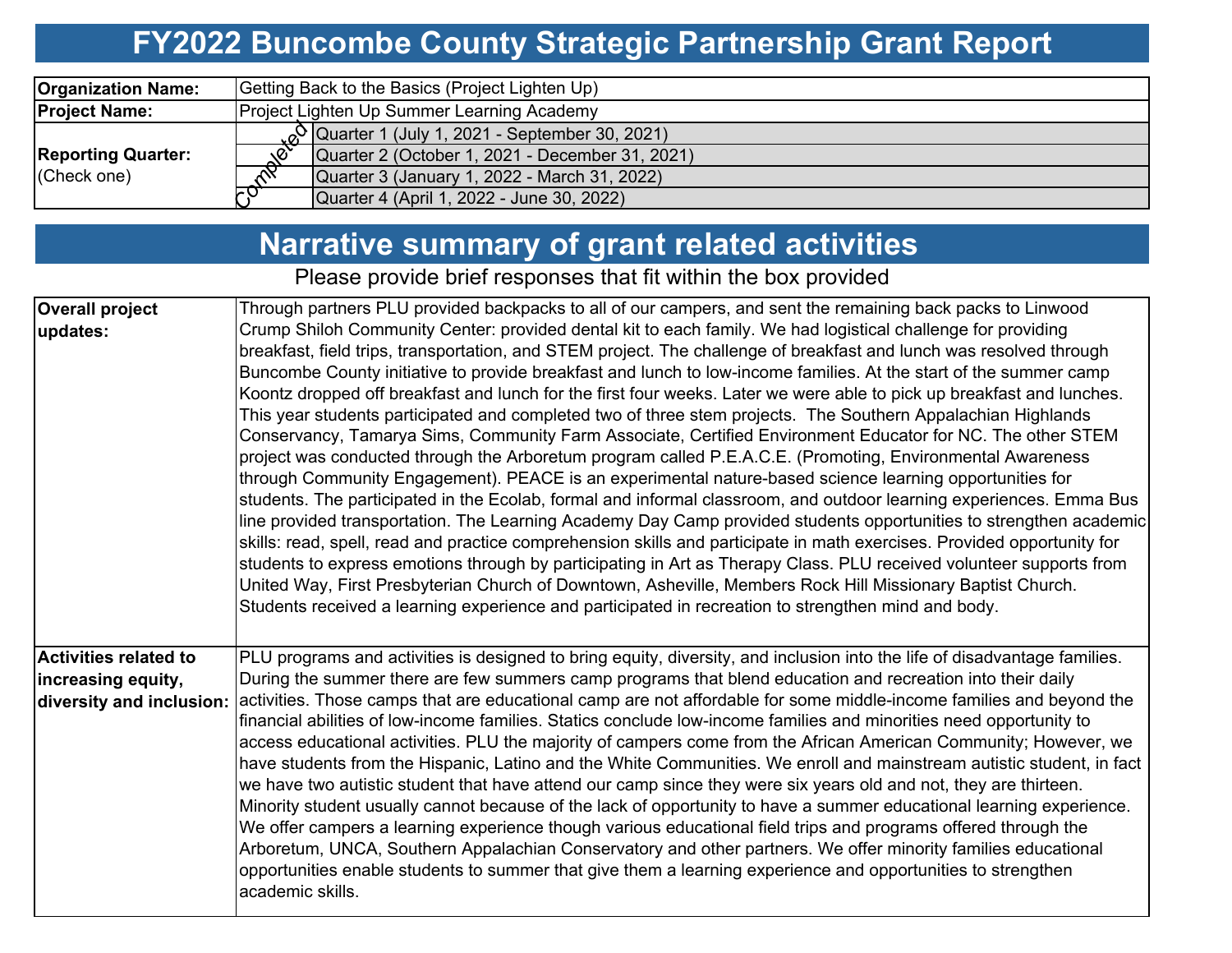# FY2022 Buncombe County Strategic Partnership Grant Report

| | | |
|---|---|---|
| **Organization Name:** | Getting Back to the Basics (Project Lighten Up) | |
| **Project Name:** | Project Lighten Up Summer Learning Academy | |
| **Reporting Quarter:** (Check one) | Completed | Quarter 1 (July 1, 2021 - September 30, 2021) |
| | | Quarter 2 (October 1, 2021 - December 31, 2021) |
| | | Quarter 3 (January 1, 2022 - March 31, 2022) |
| | | Quarter 4 (April 1, 2022 - June 30, 2022) |

## Narrative summary of grant related activities

Please provide brief responses that fit within the box provided

| | |
|---|---|
| **Overall project updates:** | Through partners PLU provided backpacks to all of our campers, and sent the remaining back packs to Linwood Crump Shiloh Community Center: provided dental kit to each family. We had logistical challenge for providing breakfast, field trips, transportation, and STEM project. The challenge of breakfast and lunch was resolved through Buncombe County initiative to provide breakfast and lunch to low-income families. At the start of the summer camp Koontz dropped off breakfast and lunch for the first four weeks. Later we were able to pick up breakfast and lunches. This year students participated and completed two of three stem projects. The Southern Appalachian Highlands Conservancy, Tamarya Sims, Community Farm Associate, Certified Environment Educator for NC. The other STEM project was conducted through the Arboretum program called P.E.A.C.E. (Promoting, Environmental Awareness through Community Engagement). PEACE is an experimental nature-based science learning opportunities for students. The participated in the Ecolab, formal and informal classroom, and outdoor learning experiences. Emma Bus line provided transportation. The Learning Academy Day Camp provided students opportunities to strengthen academic skills: read, spell, read and practice comprehension skills and participate in math exercises. Provided opportunity for students to express emotions through by participating in Art as Therapy Class. PLU received volunteer supports from United Way, First Presbyterian Church of Downtown, Asheville, Members Rock Hill Missionary Baptist Church. Students received a learning experience and participated in recreation to strengthen mind and body. |
| **Activities related to increasing equity, diversity and inclusion:** | PLU programs and activities is designed to bring equity, diversity, and inclusion into the life of disadvantage families. During the summer there are few summers camp programs that blend education and recreation into their daily activities. Those camps that are educational camp are not affordable for some middle-income families and beyond the financial abilities of low-income families. Statics conclude low-income families and minorities need opportunity to access educational activities. PLU the majority of campers come from the African American Community; However, we have students from the Hispanic, Latino and the White Communities. We enroll and mainstream autistic student, in fact we have two autistic student that have attend our camp since they were six years old and not, they are thirteen. Minority student usually cannot because of the lack of opportunity to have a summer educational learning experience. We offer campers a learning experience though various educational field trips and programs offered through the Arboretum, UNCA, Southern Appalachian Conservatory and other partners. We offer minority families educational opportunities enable students to summer that give them a learning experience and opportunities to strengthen academic skills. |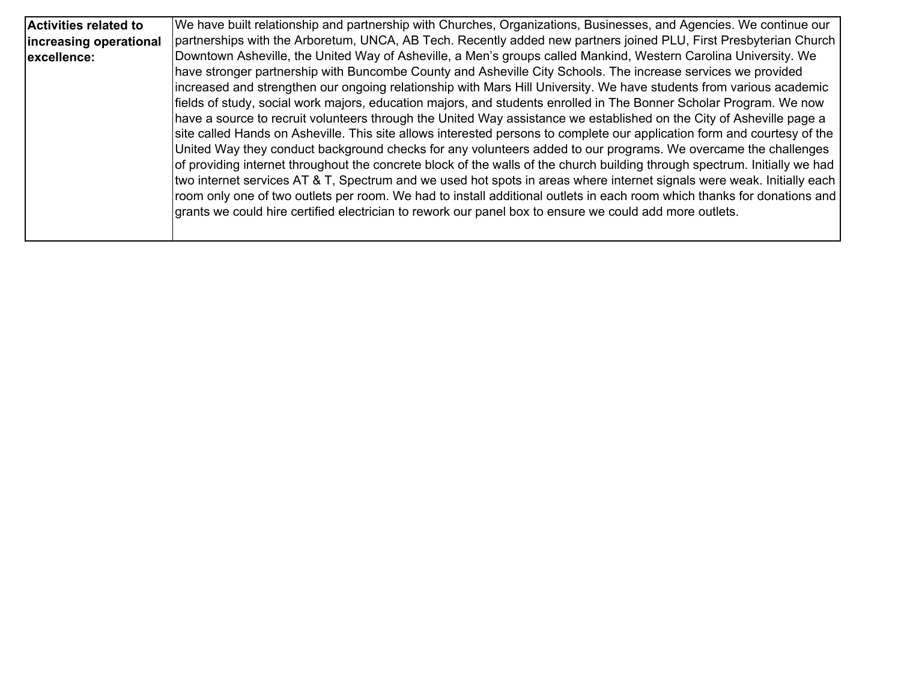| Activities related to increasing operational excellence: | We have built relationship and partnership with Churches, Organizations, Businesses, and Agencies. We continue our partnerships with the Arboretum, UNCA, AB Tech. Recently added new partners joined PLU, First Presbyterian Church Downtown Asheville, the United Way of Asheville, a Men's groups called Mankind, Western Carolina University. We have stronger partnership with Buncombe County and Asheville City Schools. The increase services we provided increased and strengthen our ongoing relationship with Mars Hill University. We have students from various academic fields of study, social work majors, education majors, and students enrolled in The Bonner Scholar Program. We now have a source to recruit volunteers through the United Way assistance we established on the City of Asheville page a site called Hands on Asheville. This site allows interested persons to complete our application form and courtesy of the United Way they conduct background checks for any volunteers added to our programs. We overcame the challenges of providing internet throughout the concrete block of the walls of the church building through spectrum. Initially we had two internet services AT & T, Spectrum and we used hot spots in areas where internet signals were weak. Initially each room only one of two outlets per room. We had to install additional outlets in each room which thanks for donations and grants we could hire certified electrician to rework our panel box to ensure we could add more outlets. |
|---|---|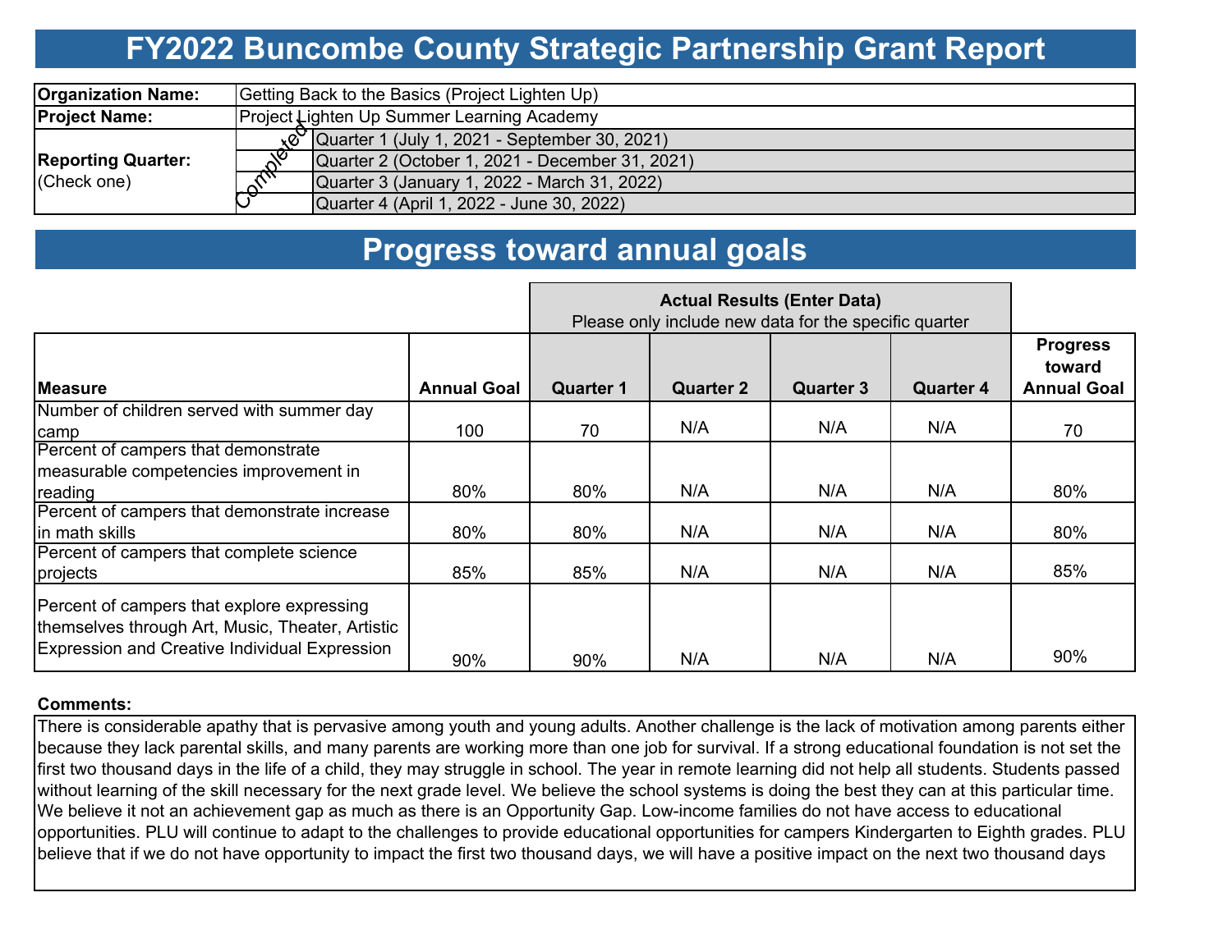# FY2022 Buncombe County Strategic Partnership Grant Report

| | | |
|---|---|---|
| **Organization Name:** | Getting Back to the Basics (Project Lighten Up) | |
| **Project Name:** | Project Lighten Up Summer Learning Academy | |
| **Reporting Quarter:** (Check one) | Completed | Quarter 1 (July 1, 2021 - September 30, 2021) |
| | | Quarter 2 (October 1, 2021 - December 31, 2021) |
| | | Quarter 3 (January 1, 2022 - March 31, 2022) |
| | | Quarter 4 (April 1, 2022 - June 30, 2022) |

## Progress toward annual goals

| | | Actual Results (Enter Data) Please only include new data for the specific quarter | | | | |
|---|---|---|---|---|---|---|
| **Measure** | **Annual Goal** | **Quarter 1** | **Quarter 2** | **Quarter 3** | **Quarter 4** | **Progress toward Annual Goal** |
| Number of children served with summer day camp | 100 | 70 | N/A | N/A | N/A | 70 |
| Percent of campers that demonstrate measurable competencies improvement in reading | 80% | 80% | N/A | N/A | N/A | 80% |
| Percent of campers that demonstrate increase in math skills | 80% | 80% | N/A | N/A | N/A | 80% |
| Percent of campers that complete science projects | 85% | 85% | N/A | N/A | N/A | 85% |
| Percent of campers that explore expressing themselves through Art, Music, Theater, Artistic Expression and Creative Individual Expression | 90% | 90% | N/A | N/A | N/A | 90% |

**Comments:**

There is considerable apathy that is pervasive among youth and young adults. Another challenge is the lack of motivation among parents either because they lack parental skills, and many parents are working more than one job for survival. If a strong educational foundation is not set the first two thousand days in the life of a child, they may struggle in school. The year in remote learning did not help all students. Students passed without learning of the skill necessary for the next grade level. We believe the school systems is doing the best they can at this particular time. We believe it not an achievement gap as much as there is an Opportunity Gap. Low-income families do not have access to educational opportunities. PLU will continue to adapt to the challenges to provide educational opportunities for campers Kindergarten to Eighth grades. PLU believe that if we do not have opportunity to impact the first two thousand days, we will have a positive impact on the next two thousand days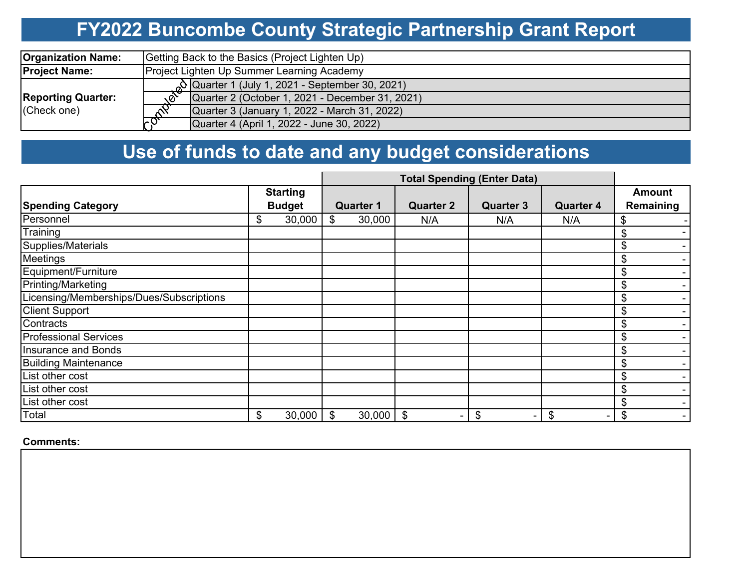# FY2022 Buncombe County Strategic Partnership Grant Report

| | | |
|---|---|---|
| **Organization Name:** | Getting Back to the Basics (Project Lighten Up) | |
| **Project Name:** | Project Lighten Up Summer Learning Academy | |
| **Reporting Quarter:** (Check one) | Completed | Quarter 1 (July 1, 2021 - September 30, 2021) |
| | | Quarter 2 (October 1, 2021 - December 31, 2021) |
| | | Quarter 3 (January 1, 2022 - March 31, 2022) |
| | | Quarter 4 (April 1, 2022 - June 30, 2022) |

# Use of funds to date and any budget considerations

| | | Total Spending (Enter Data) | | | | |
|---|---|---|---|---|---|---|
| **Spending Category** | **Starting Budget** | **Quarter 1** | **Quarter 2** | **Quarter 3** | **Quarter 4** | **Amount Remaining** |
| Personnel | $ 30,000 | $ 30,000 | N/A | N/A | N/A | $ - |
| Training | | | | | | $ - |
| Supplies/Materials | | | | | | $ - |
| Meetings | | | | | | $ - |
| Equipment/Furniture | | | | | | $ - |
| Printing/Marketing | | | | | | $ - |
| Licensing/Memberships/Dues/Subscriptions | | | | | | $ - |
| Client Support | | | | | | $ - |
| Contracts | | | | | | $ - |
| Professional Services | | | | | | $ - |
| Insurance and Bonds | | | | | | $ - |
| Building Maintenance | | | | | | $ - |
| List other cost | | | | | | $ - |
| List other cost | | | | | | $ - |
| List other cost | | | | | | $ - |
| Total | $ 30,000 | $ 30,000 | $ - | $ - | $ - | $ - |

**Comments:**